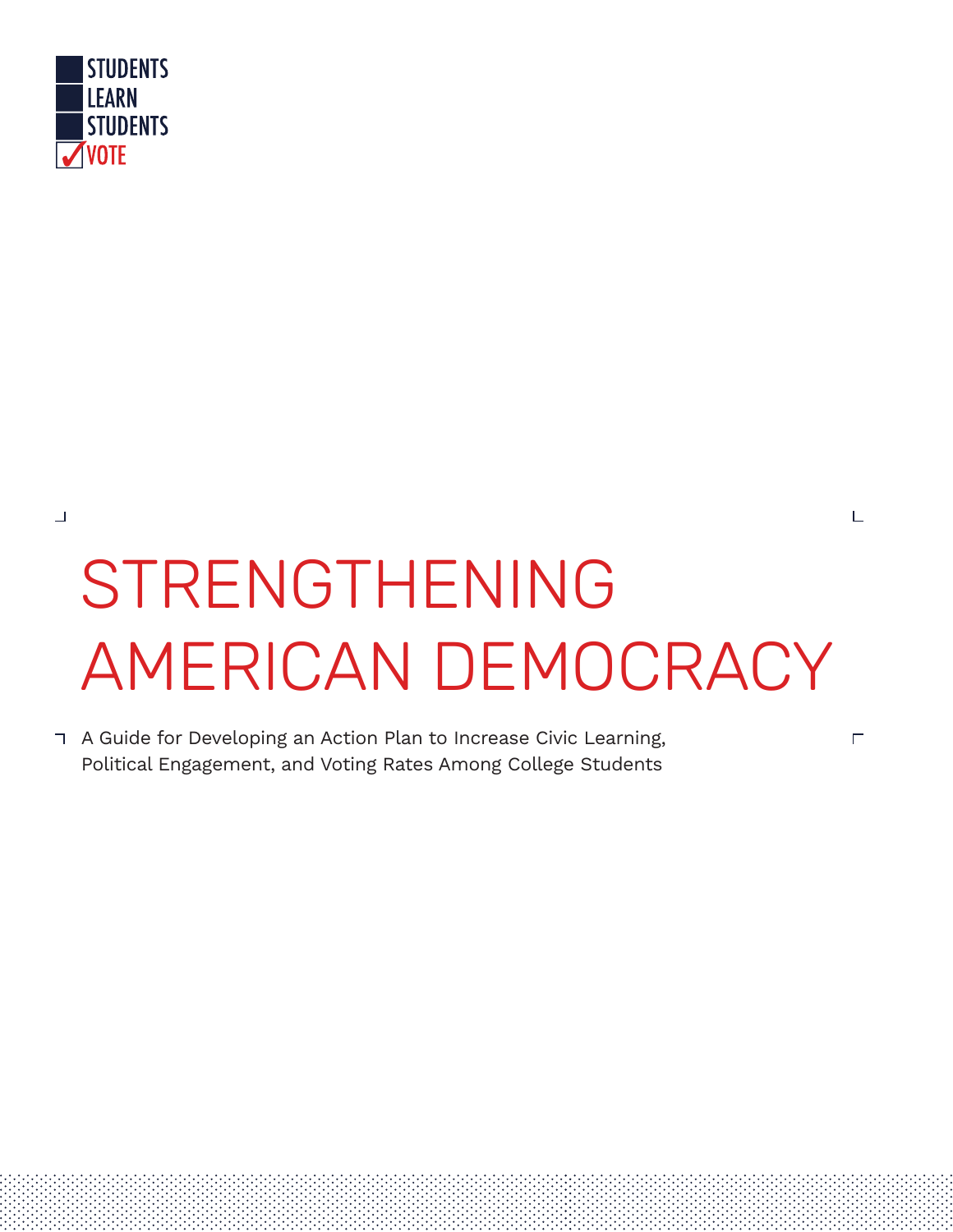STUDENTS
LEARN
STUDENTS
VOTE

# STRENGTHENING AMERICAN DEMOCRACY

A Guide for Developing an Action Plan to Increase Civic Learning, Political Engagement, and Voting Rates Among College Students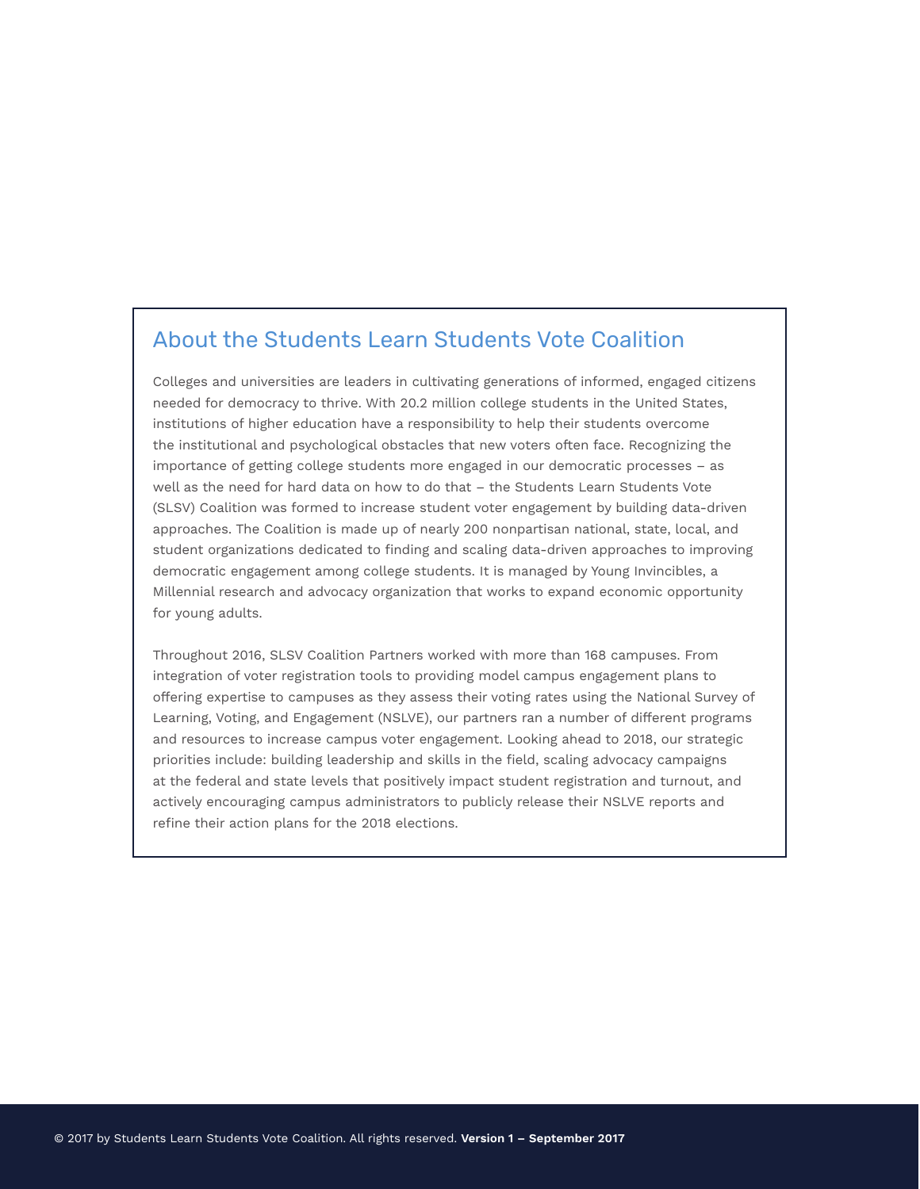## About the Students Learn Students Vote Coalition

Colleges and universities are leaders in cultivating generations of informed, engaged citizens needed for democracy to thrive. With 20.2 million college students in the United States, institutions of higher education have a responsibility to help their students overcome the institutional and psychological obstacles that new voters often face. Recognizing the importance of getting college students more engaged in our democratic processes – as well as the need for hard data on how to do that – the Students Learn Students Vote (SLSV) Coalition was formed to increase student voter engagement by building data-driven approaches. The Coalition is made up of nearly 200 nonpartisan national, state, local, and student organizations dedicated to finding and scaling data-driven approaches to improving democratic engagement among college students. It is managed by Young Invincibles, a Millennial research and advocacy organization that works to expand economic opportunity for young adults.

Throughout 2016, SLSV Coalition Partners worked with more than 168 campuses. From integration of voter registration tools to providing model campus engagement plans to offering expertise to campuses as they assess their voting rates using the National Survey of Learning, Voting, and Engagement (NSLVE), our partners ran a number of different programs and resources to increase campus voter engagement. Looking ahead to 2018, our strategic priorities include: building leadership and skills in the field, scaling advocacy campaigns at the federal and state levels that positively impact student registration and turnout, and actively encouraging campus administrators to publicly release their NSLVE reports and refine their action plans for the 2018 elections.

© 2017 by Students Learn Students Vote Coalition. All rights reserved. **Version 1 – September 2017**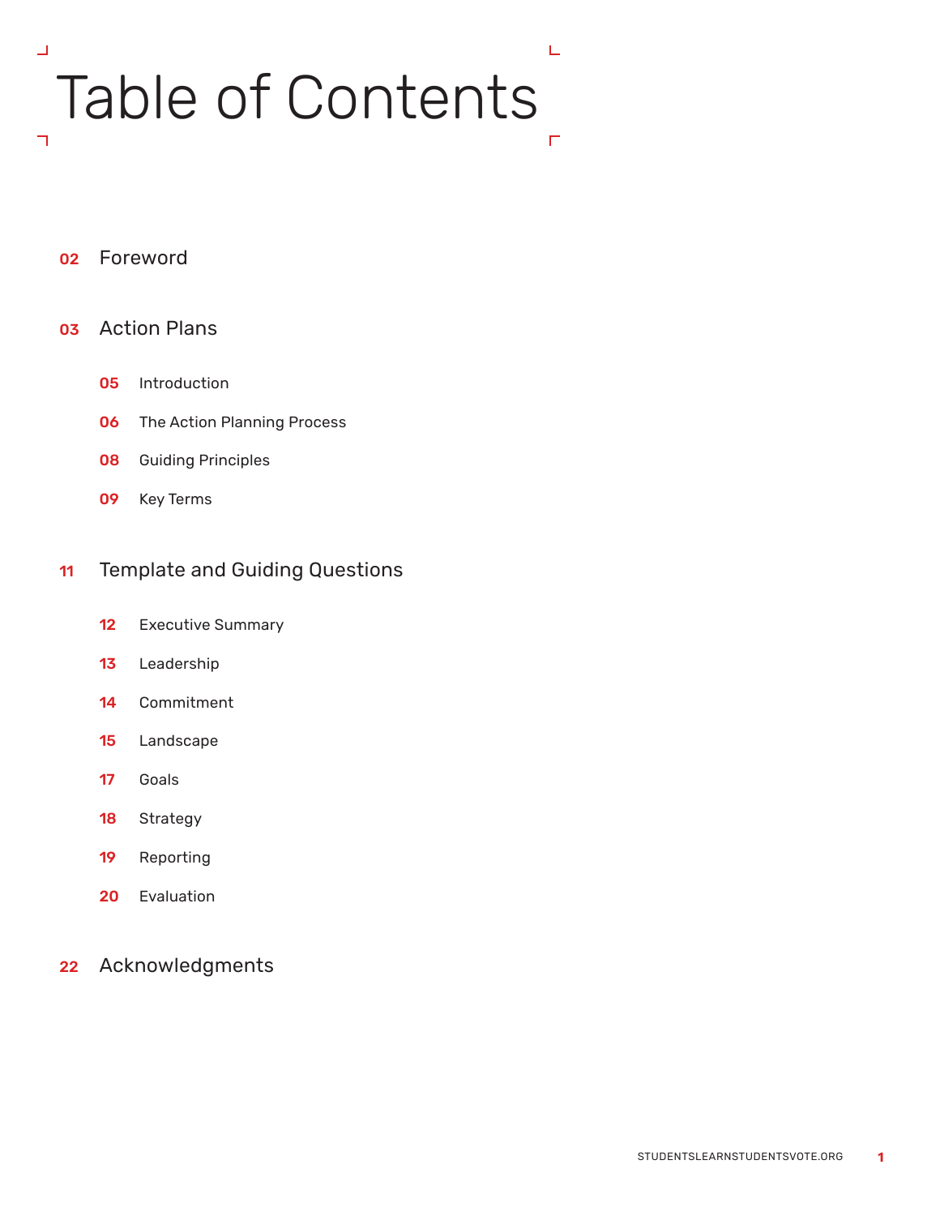# Table of Contents

**02** Foreword

**03** Action Plans

- **05** Introduction
- **06** The Action Planning Process
- **08** Guiding Principles
- **09** Key Terms

**11** Template and Guiding Questions

- **12** Executive Summary
- **13** Leadership
- **14** Commitment
- **15** Landscape
- **17** Goals
- **18** Strategy
- **19** Reporting
- **20** Evaluation

**22** Acknowledgments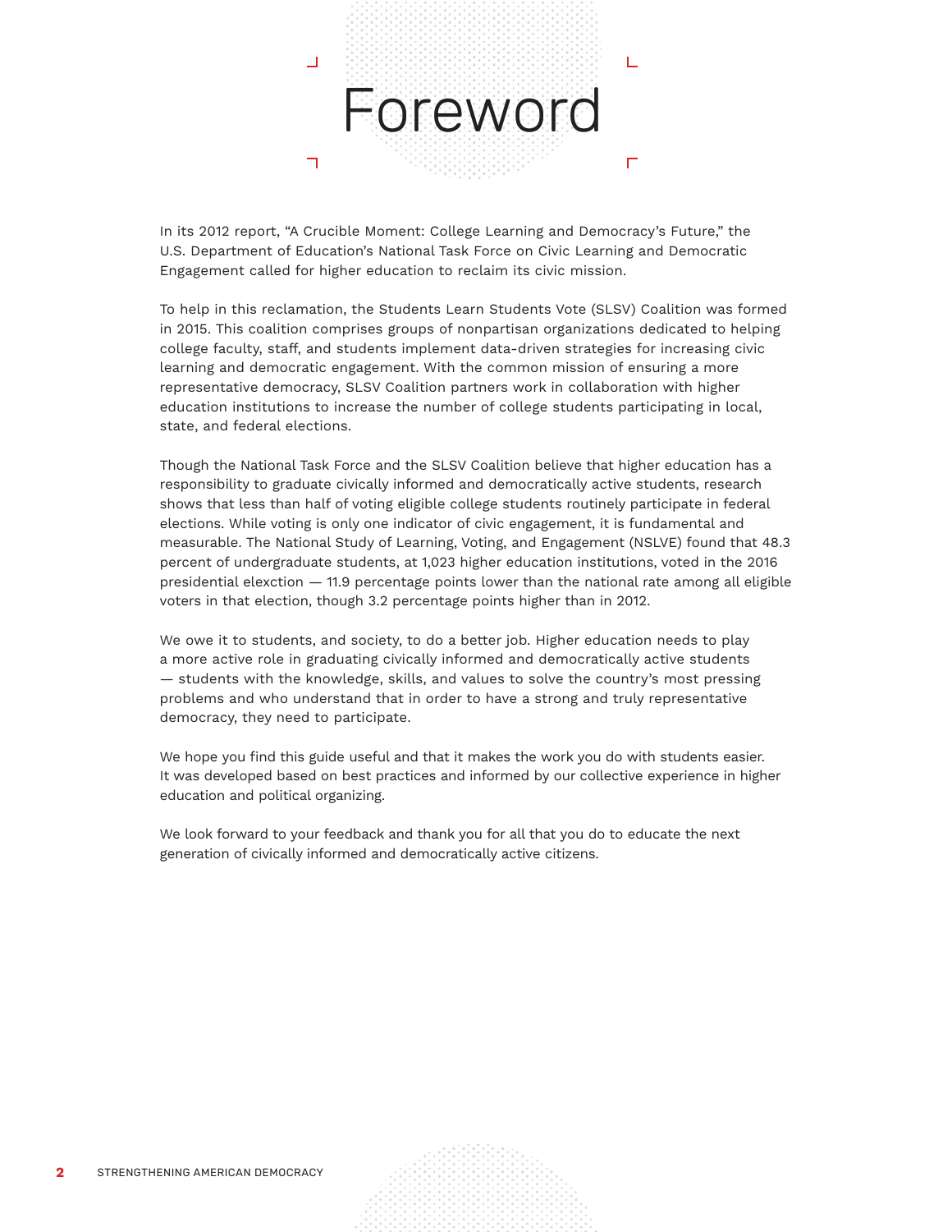# Foreword

In its 2012 report, "A Crucible Moment: College Learning and Democracy's Future," the U.S. Department of Education's National Task Force on Civic Learning and Democratic Engagement called for higher education to reclaim its civic mission.

To help in this reclamation, the Students Learn Students Vote (SLSV) Coalition was formed in 2015. This coalition comprises groups of nonpartisan organizations dedicated to helping college faculty, staff, and students implement data-driven strategies for increasing civic learning and democratic engagement. With the common mission of ensuring a more representative democracy, SLSV Coalition partners work in collaboration with higher education institutions to increase the number of college students participating in local, state, and federal elections.

Though the National Task Force and the SLSV Coalition believe that higher education has a responsibility to graduate civically informed and democratically active students, research shows that less than half of voting eligible college students routinely participate in federal elections. While voting is only one indicator of civic engagement, it is fundamental and measurable. The National Study of Learning, Voting, and Engagement (NSLVE) found that 48.3 percent of undergraduate students, at 1,023 higher education institutions, voted in the 2016 presidential elexction — 11.9 percentage points lower than the national rate among all eligible voters in that election, though 3.2 percentage points higher than in 2012.

We owe it to students, and society, to do a better job. Higher education needs to play a more active role in graduating civically informed and democratically active students — students with the knowledge, skills, and values to solve the country's most pressing problems and who understand that in order to have a strong and truly representative democracy, they need to participate.

We hope you find this guide useful and that it makes the work you do with students easier. It was developed based on best practices and informed by our collective experience in higher education and political organizing.

We look forward to your feedback and thank you for all that you do to educate the next generation of civically informed and democratically active citizens.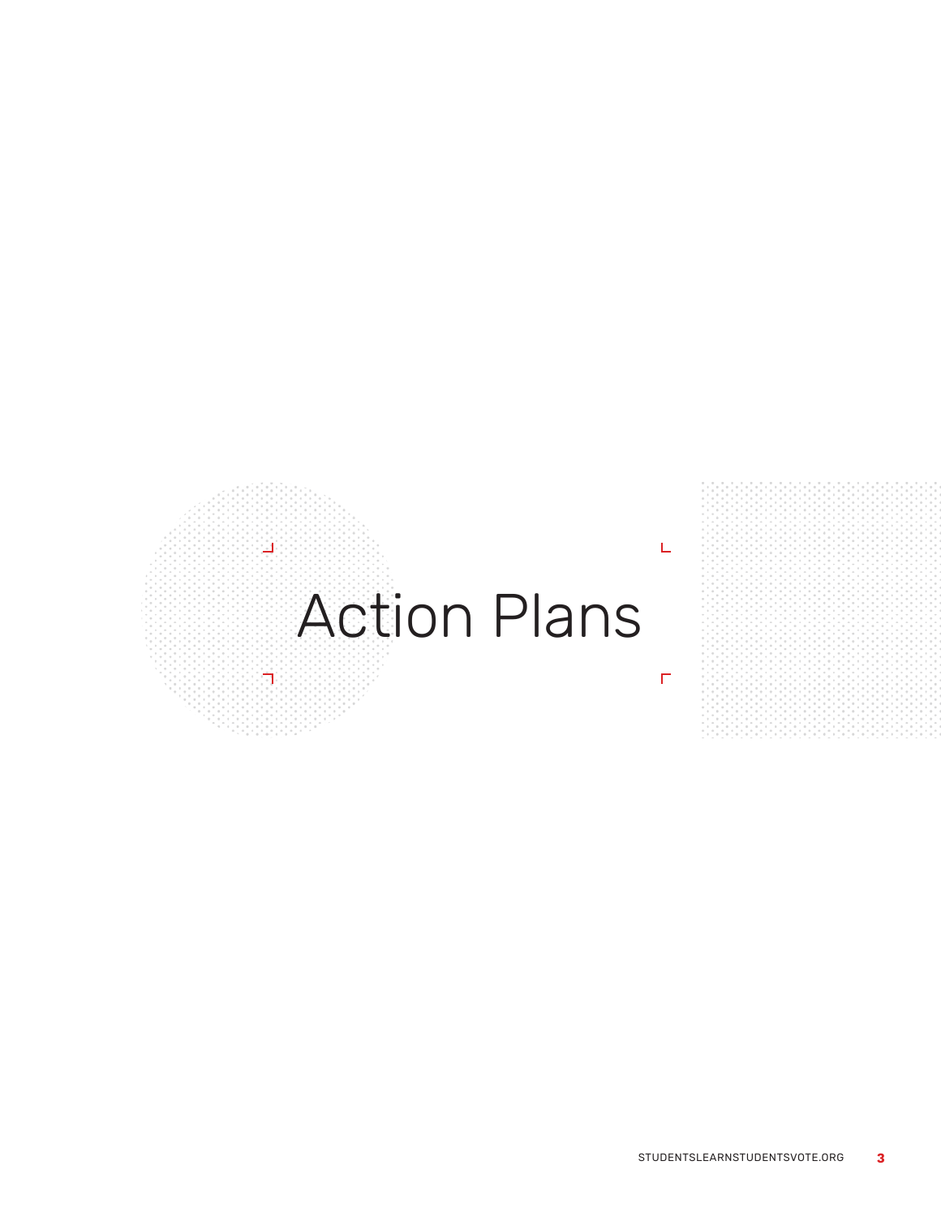# Action Plans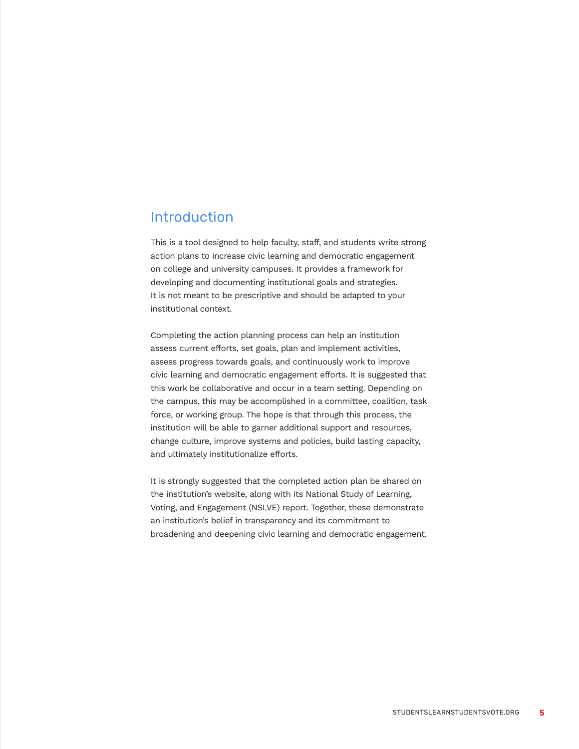## Introduction

This is a tool designed to help faculty, staff, and students write strong action plans to increase civic learning and democratic engagement on college and university campuses. It provides a framework for developing and documenting institutional goals and strategies. It is not meant to be prescriptive and should be adapted to your institutional context.

Completing the action planning process can help an institution assess current efforts, set goals, plan and implement activities, assess progress towards goals, and continuously work to improve civic learning and democratic engagement efforts. It is suggested that this work be collaborative and occur in a team setting. Depending on the campus, this may be accomplished in a committee, coalition, task force, or working group. The hope is that through this process, the institution will be able to garner additional support and resources, change culture, improve systems and policies, build lasting capacity, and ultimately institutionalize efforts.

It is strongly suggested that the completed action plan be shared on the institution's website, along with its National Study of Learning, Voting, and Engagement (NSLVE) report. Together, these demonstrate an institution's belief in transparency and its commitment to broadening and deepening civic learning and democratic engagement.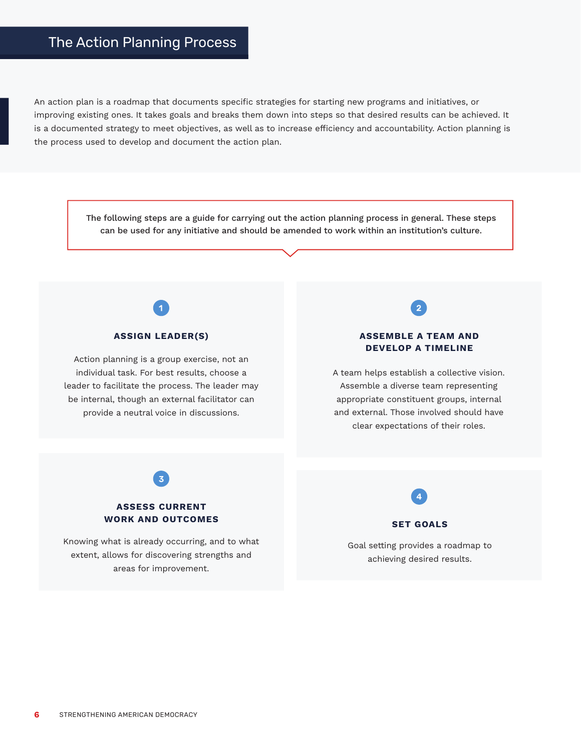# The Action Planning Process

An action plan is a roadmap that documents specific strategies for starting new programs and initiatives, or improving existing ones. It takes goals and breaks them down into steps so that desired results can be achieved. It is a documented strategy to meet objectives, as well as to increase efficiency and accountability. Action planning is the process used to develop and document the action plan.

**The following steps are a guide for carrying out the action planning process in general. These steps can be used for any initiative and should be amended to work within an institution's culture.**

### 1. ASSIGN LEADER(S)

Action planning is a group exercise, not an individual task. For best results, choose a leader to facilitate the process. The leader may be internal, though an external facilitator can provide a neutral voice in discussions.

### 2. ASSEMBLE A TEAM AND DEVELOP A TIMELINE

A team helps establish a collective vision. Assemble a diverse team representing appropriate constituent groups, internal and external. Those involved should have clear expectations of their roles.

### 3. ASSESS CURRENT WORK AND OUTCOMES

Knowing what is already occurring, and to what extent, allows for discovering strengths and areas for improvement.

### 4. SET GOALS

Goal setting provides a roadmap to achieving desired results.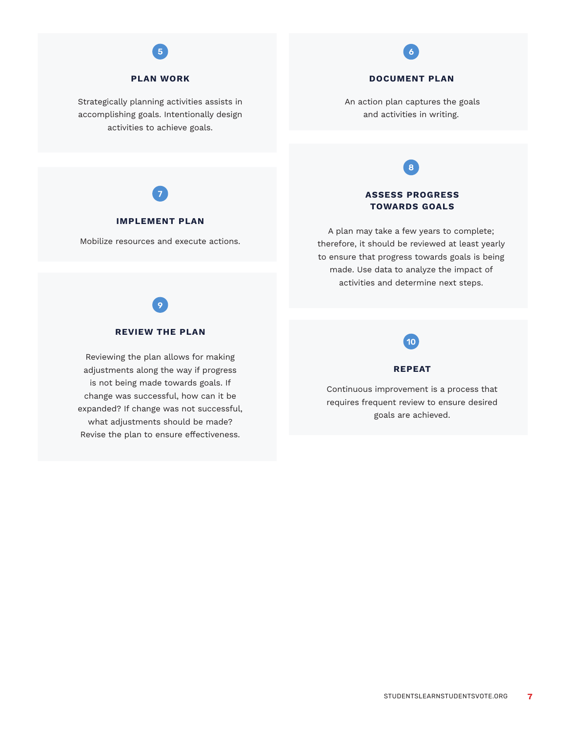### 5

### PLAN WORK

Strategically planning activities assists in accomplishing goals. Intentionally design activities to achieve goals.

### 6

### DOCUMENT PLAN

An action plan captures the goals and activities in writing.

### 7

### IMPLEMENT PLAN

Mobilize resources and execute actions.

### 8

### ASSESS PROGRESS TOWARDS GOALS

A plan may take a few years to complete; therefore, it should be reviewed at least yearly to ensure that progress towards goals is being made. Use data to analyze the impact of activities and determine next steps.

### 9

### REVIEW THE PLAN

Reviewing the plan allows for making adjustments along the way if progress is not being made towards goals. If change was successful, how can it be expanded? If change was not successful, what adjustments should be made? Revise the plan to ensure effectiveness.

### 10

### REPEAT

Continuous improvement is a process that requires frequent review to ensure desired goals are achieved.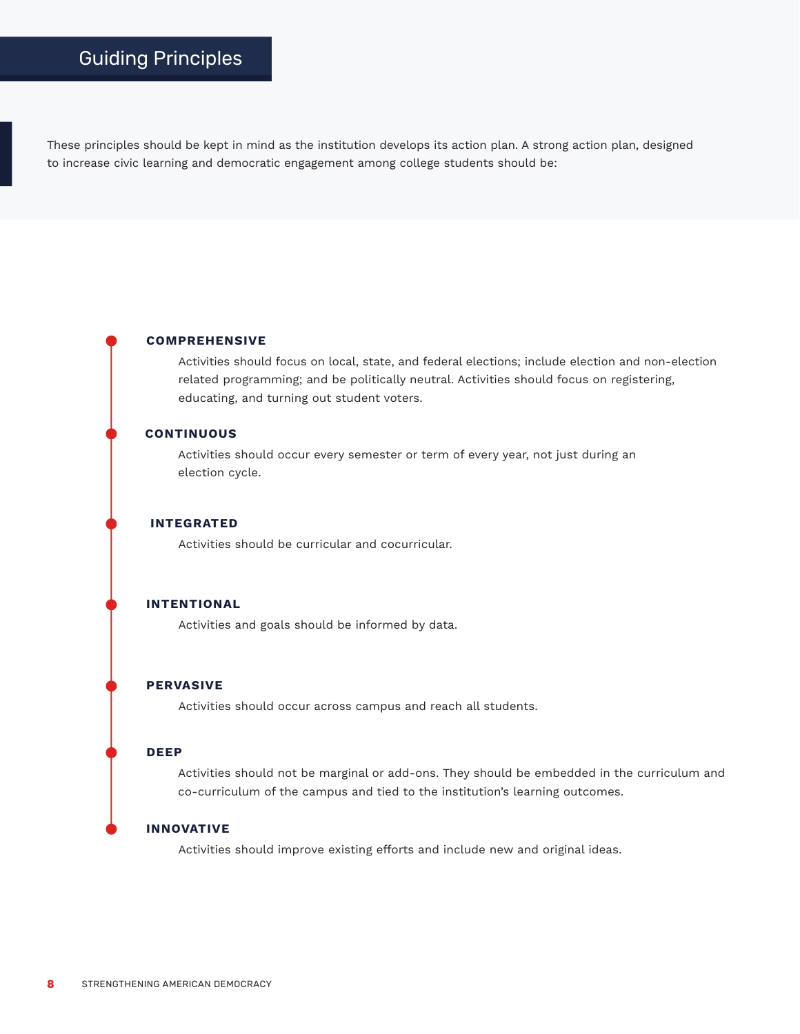# Guiding Principles

These principles should be kept in mind as the institution develops its action plan. A strong action plan, designed to increase civic learning and democratic engagement among college students should be:

**COMPREHENSIVE**

Activities should focus on local, state, and federal elections; include election and non-election related programming; and be politically neutral. Activities should focus on registering, educating, and turning out student voters.

**CONTINUOUS**

Activities should occur every semester or term of every year, not just during an election cycle.

**INTEGRATED**

Activities should be curricular and cocurricular.

**INTENTIONAL**

Activities and goals should be informed by data.

**PERVASIVE**

Activities should occur across campus and reach all students.

**DEEP**

Activities should not be marginal or add-ons. They should be embedded in the curriculum and co-curriculum of the campus and tied to the institution's learning outcomes.

**INNOVATIVE**

Activities should improve existing efforts and include new and original ideas.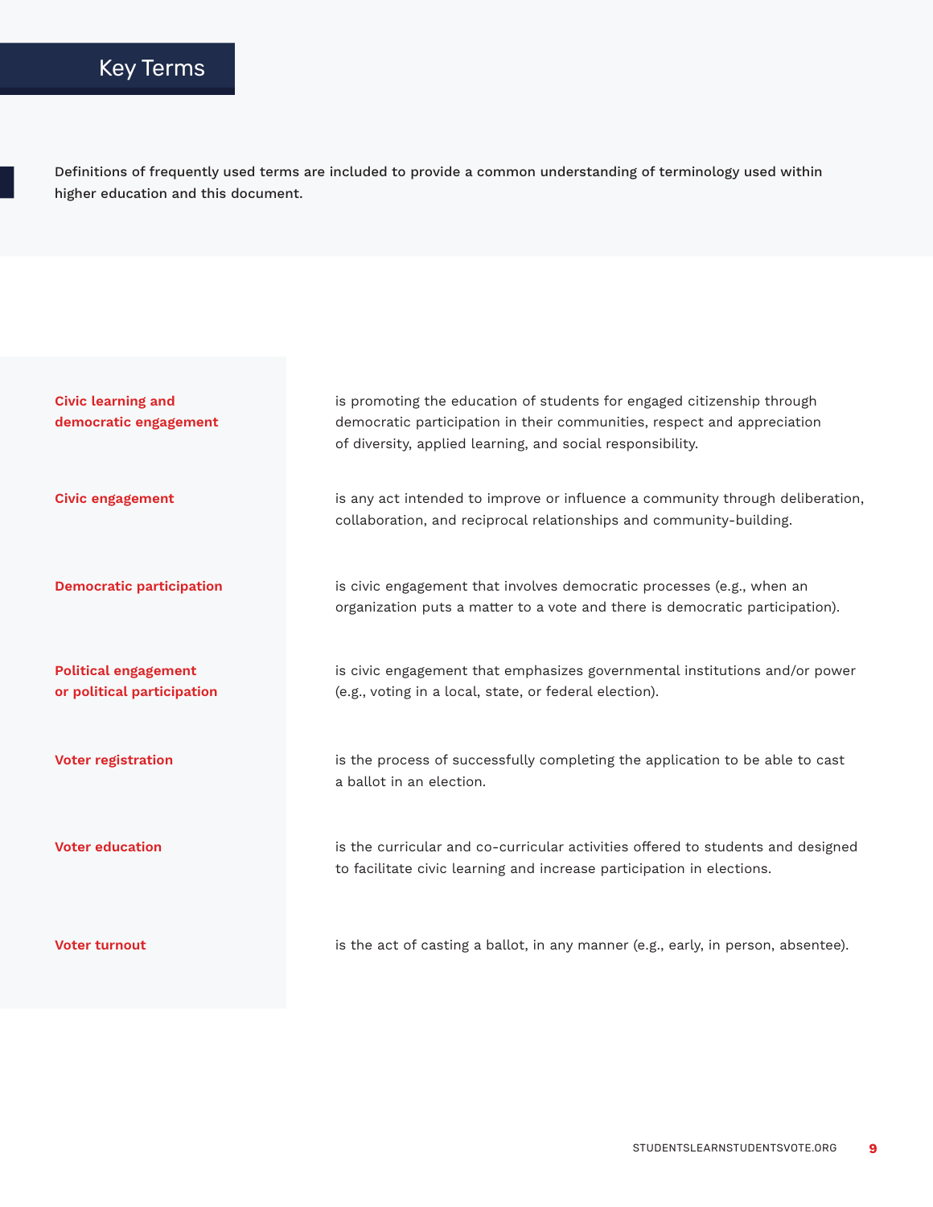# Key Terms

Definitions of frequently used terms are included to provide a common understanding of terminology used within higher education and this document.

**Civic learning and democratic engagement** is promoting the education of students for engaged citizenship through democratic participation in their communities, respect and appreciation of diversity, applied learning, and social responsibility.

**Civic engagement** is any act intended to improve or influence a community through deliberation, collaboration, and reciprocal relationships and community-building.

**Democratic participation** is civic engagement that involves democratic processes (e.g., when an organization puts a matter to a vote and there is democratic participation).

**Political engagement or political participation** is civic engagement that emphasizes governmental institutions and/or power (e.g., voting in a local, state, or federal election).

**Voter registration** is the process of successfully completing the application to be able to cast a ballot in an election.

**Voter education** is the curricular and co-curricular activities offered to students and designed to facilitate civic learning and increase participation in elections.

**Voter turnout** is the act of casting a ballot, in any manner (e.g., early, in person, absentee).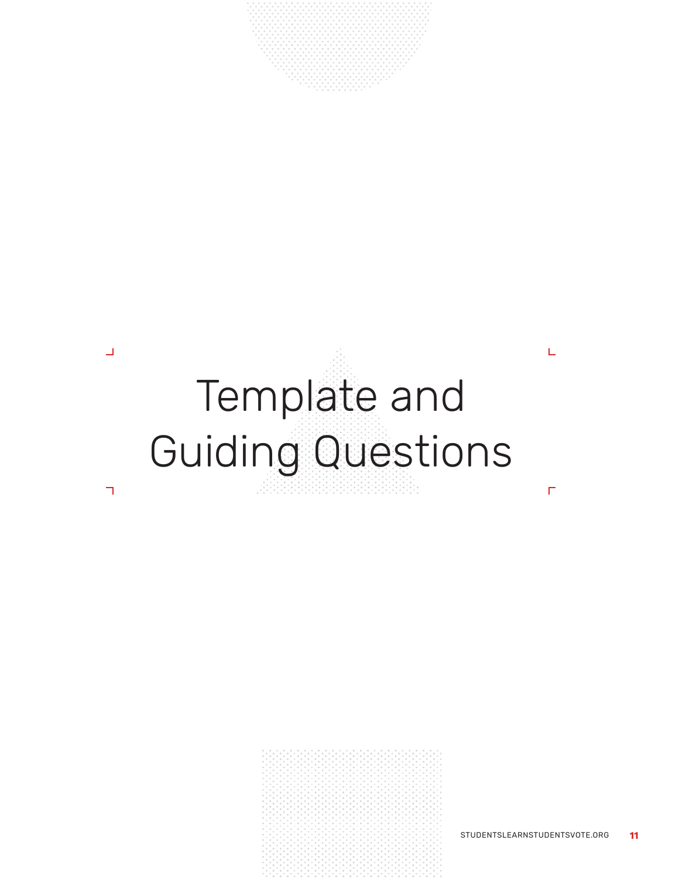# Template and Guiding Questions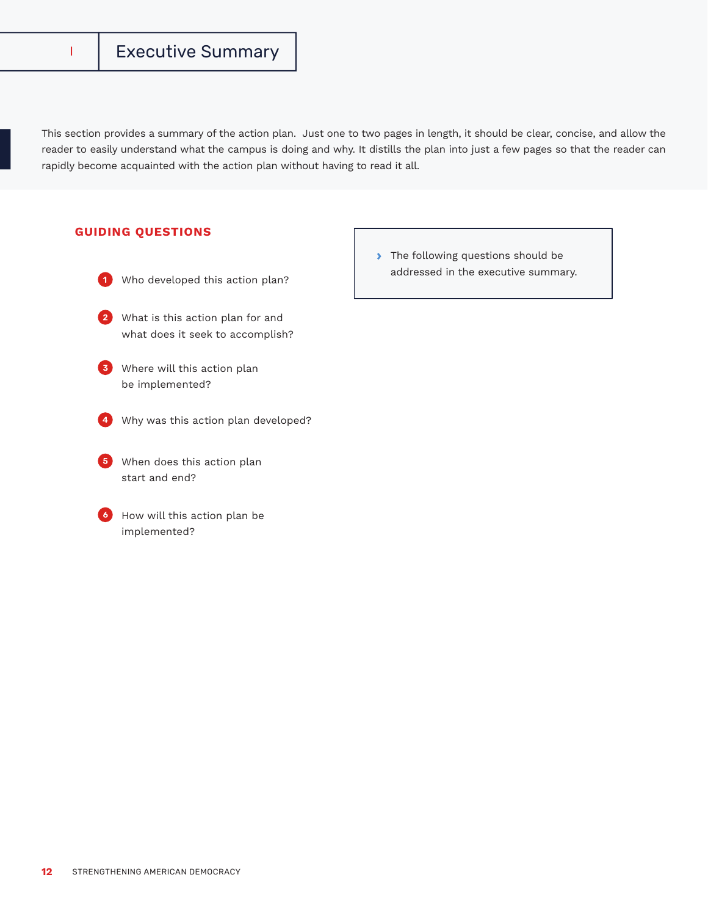# I Executive Summary

This section provides a summary of the action plan. Just one to two pages in length, it should be clear, concise, and allow the reader to easily understand what the campus is doing and why. It distills the plan into just a few pages so that the reader can rapidly become acquainted with the action plan without having to read it all.

## GUIDING QUESTIONS

› The following questions should be addressed in the executive summary.

1. Who developed this action plan?
2. What is this action plan for and what does it seek to accomplish?
3. Where will this action plan be implemented?
4. Why was this action plan developed?
5. When does this action plan start and end?
6. How will this action plan be implemented?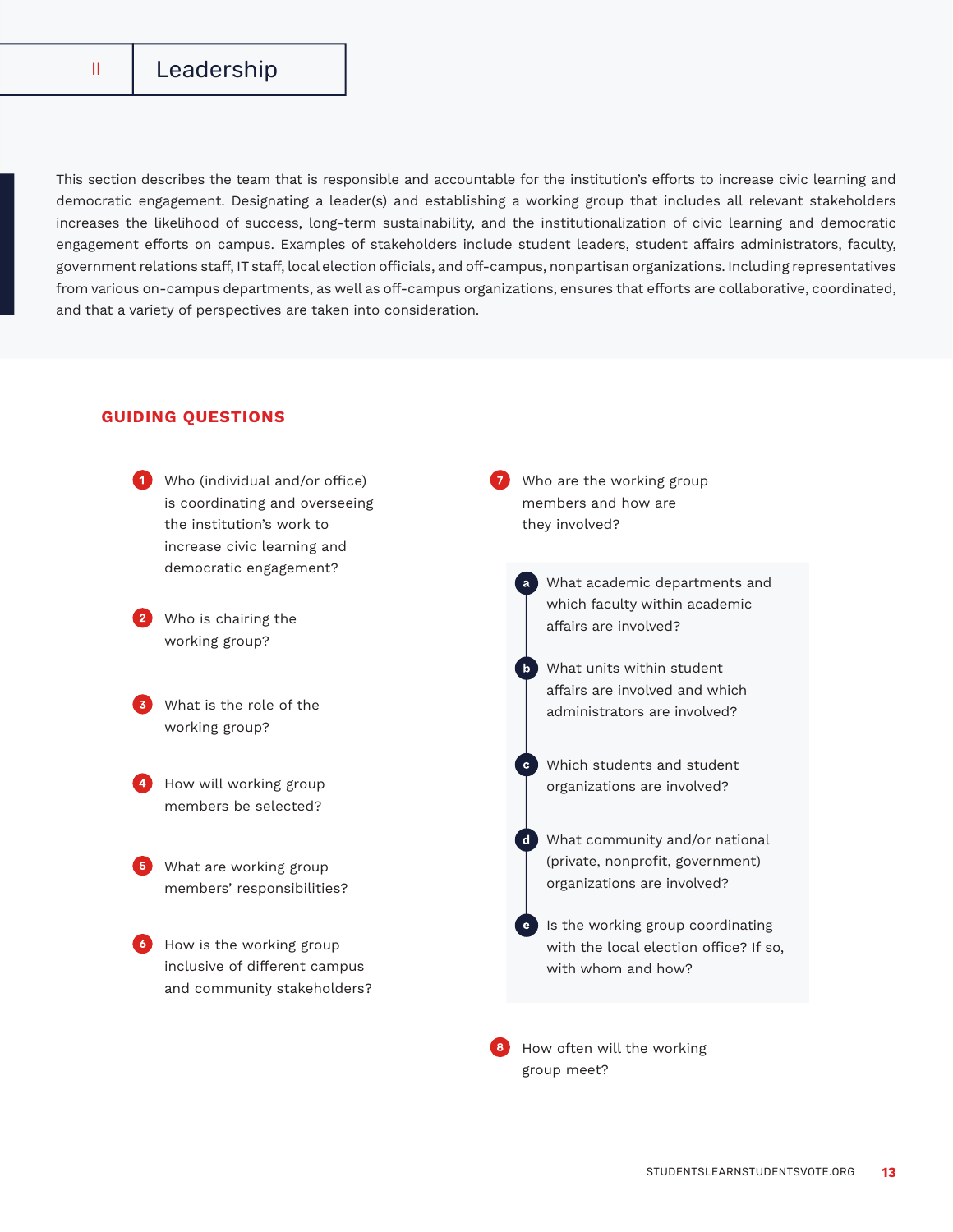# II Leadership

This section describes the team that is responsible and accountable for the institution's efforts to increase civic learning and democratic engagement. Designating a leader(s) and establishing a working group that includes all relevant stakeholders increases the likelihood of success, long-term sustainability, and the institutionalization of civic learning and democratic engagement efforts on campus. Examples of stakeholders include student leaders, student affairs administrators, faculty, government relations staff, IT staff, local election officials, and off-campus, nonpartisan organizations. Including representatives from various on-campus departments, as well as off-campus organizations, ensures that efforts are collaborative, coordinated, and that a variety of perspectives are taken into consideration.

## GUIDING QUESTIONS

1. Who (individual and/or office) is coordinating and overseeing the institution's work to increase civic learning and democratic engagement?
2. Who is chairing the working group?
3. What is the role of the working group?
4. How will working group members be selected?
5. What are working group members' responsibilities?
6. How is the working group inclusive of different campus and community stakeholders?
7. Who are the working group members and how are they involved?
   - a. What academic departments and which faculty within academic affairs are involved?
   - b. What units within student affairs are involved and which administrators are involved?
   - c. Which students and student organizations are involved?
   - d. What community and/or national (private, nonprofit, government) organizations are involved?
   - e. Is the working group coordinating with the local election office? If so, with whom and how?
8. How often will the working group meet?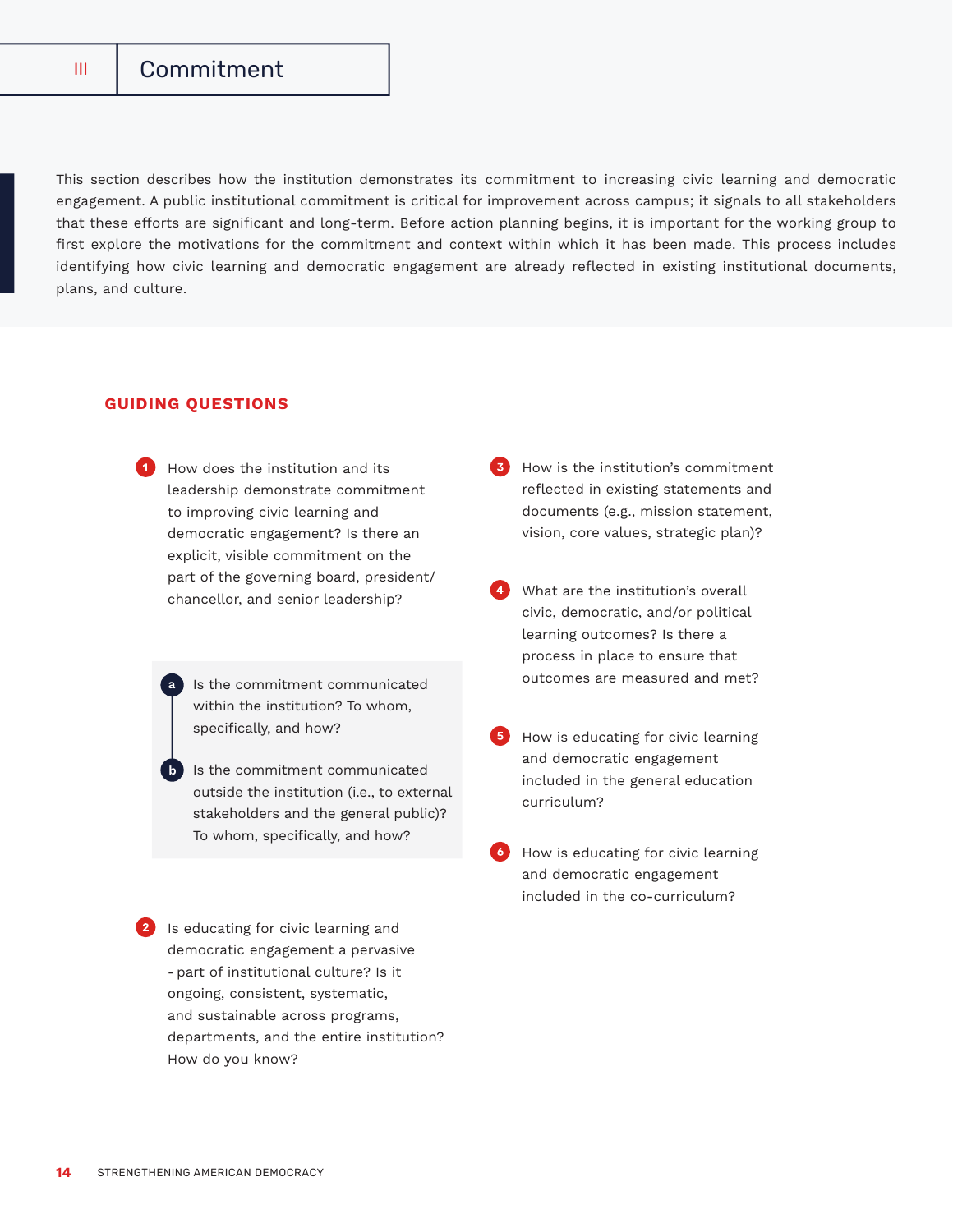# III Commitment

This section describes how the institution demonstrates its commitment to increasing civic learning and democratic engagement. A public institutional commitment is critical for improvement across campus; it signals to all stakeholders that these efforts are significant and long-term. Before action planning begins, it is important for the working group to first explore the motivations for the commitment and context within which it has been made. This process includes identifying how civic learning and democratic engagement are already reflected in existing institutional documents, plans, and culture.

## GUIDING QUESTIONS

1. How does the institution and its leadership demonstrate commitment to improving civic learning and democratic engagement? Is there an explicit, visible commitment on the part of the governing board, president/chancellor, and senior leadership?

   a. Is the commitment communicated within the institution? To whom, specifically, and how?

   b. Is the commitment communicated outside the institution (i.e., to external stakeholders and the general public)? To whom, specifically, and how?

2. Is educating for civic learning and democratic engagement a pervasive - part of institutional culture? Is it ongoing, consistent, systematic, and sustainable across programs, departments, and the entire institution? How do you know?

3. How is the institution's commitment reflected in existing statements and documents (e.g., mission statement, vision, core values, strategic plan)?

4. What are the institution's overall civic, democratic, and/or political learning outcomes? Is there a process in place to ensure that outcomes are measured and met?

5. How is educating for civic learning and democratic engagement included in the general education curriculum?

6. How is educating for civic learning and democratic engagement included in the co-curriculum?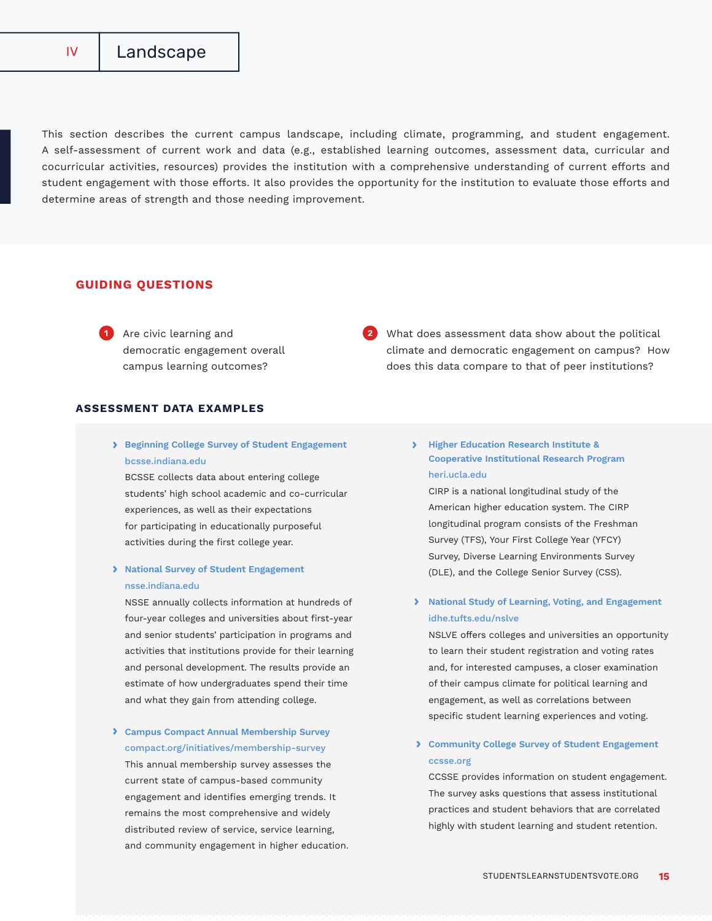# IV Landscape

This section describes the current campus landscape, including climate, programming, and student engagement. A self-assessment of current work and data (e.g., established learning outcomes, assessment data, curricular and cocurricular activities, resources) provides the institution with a comprehensive understanding of current efforts and student engagement with those efforts. It also provides the opportunity for the institution to evaluate those efforts and determine areas of strength and those needing improvement.

## GUIDING QUESTIONS

1. Are civic learning and democratic engagement overall campus learning outcomes?
2. What does assessment data show about the political climate and democratic engagement on campus? How does this data compare to that of peer institutions?

## ASSESSMENT DATA EXAMPLES

- **Beginning College Survey of Student Engagement**
  bcsse.indiana.edu
  BCSSE collects data about entering college students' high school academic and co-curricular experiences, as well as their expectations for participating in educationally purposeful activities during the first college year.

- **National Survey of Student Engagement**
  nsse.indiana.edu
  NSSE annually collects information at hundreds of four-year colleges and universities about first-year and senior students' participation in programs and activities that institutions provide for their learning and personal development. The results provide an estimate of how undergraduates spend their time and what they gain from attending college.

- **Campus Compact Annual Membership Survey**
  compact.org/initiatives/membership-survey
  This annual membership survey assesses the current state of campus-based community engagement and identifies emerging trends. It remains the most comprehensive and widely distributed review of service, service learning, and community engagement in higher education.

- **Higher Education Research Institute & Cooperative Institutional Research Program**
  heri.ucla.edu
  CIRP is a national longitudinal study of the American higher education system. The CIRP longitudinal program consists of the Freshman Survey (TFS), Your First College Year (YFCY) Survey, Diverse Learning Environments Survey (DLE), and the College Senior Survey (CSS).

- **National Study of Learning, Voting, and Engagement**
  idhe.tufts.edu/nslve
  NSLVE offers colleges and universities an opportunity to learn their student registration and voting rates and, for interested campuses, a closer examination of their campus climate for political learning and engagement, as well as correlations between specific student learning experiences and voting.

- **Community College Survey of Student Engagement**
  ccsse.org
  CCSSE provides information on student engagement. The survey asks questions that assess institutional practices and student behaviors that are correlated highly with student learning and student retention.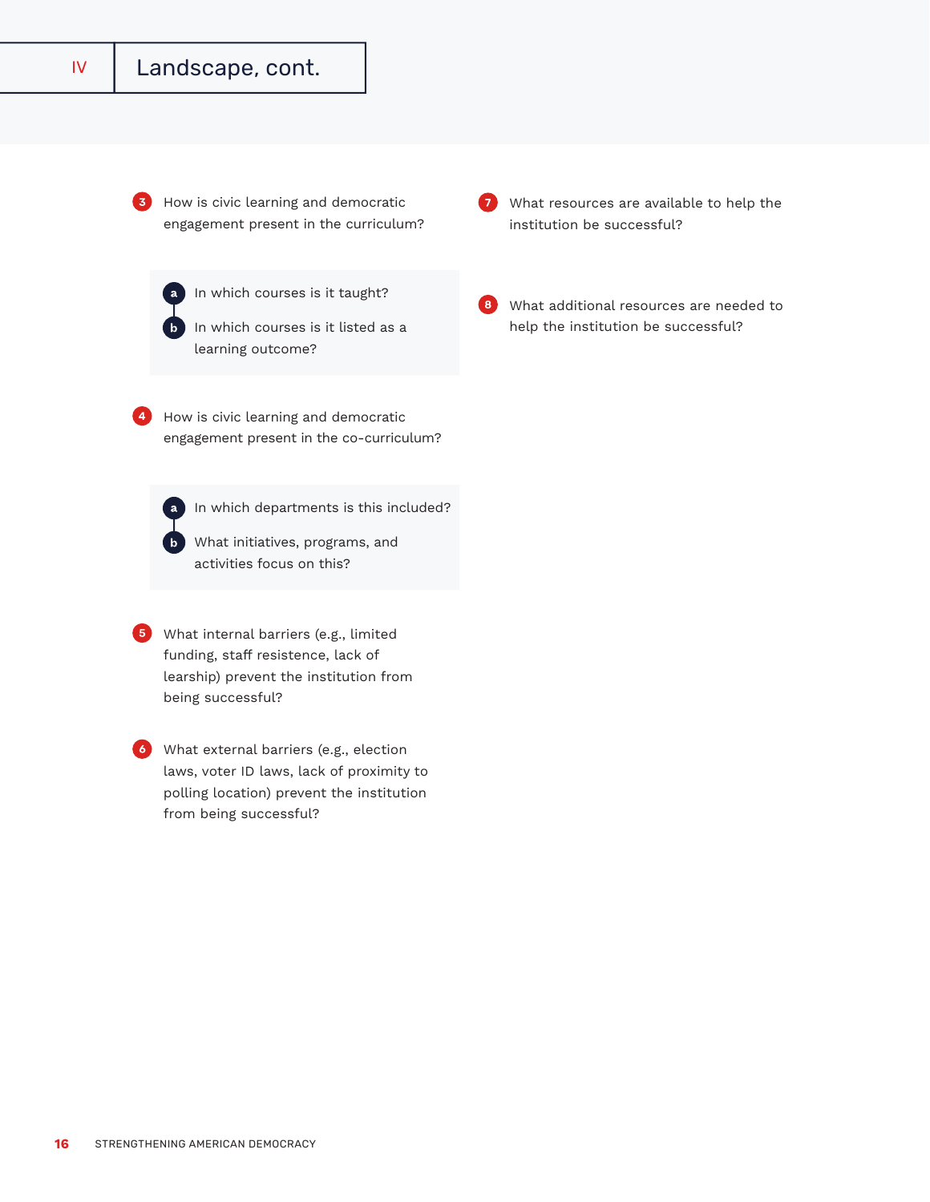## IV Landscape, cont.

3. How is civic learning and democratic engagement present in the curriculum?

   a. In which courses is it taught?
   b. In which courses is it listed as a learning outcome?

4. How is civic learning and democratic engagement present in the co-curriculum?

   a. In which departments is this included?
   b. What initiatives, programs, and activities focus on this?

5. What internal barriers (e.g., limited funding, staff resistence, lack of learship) prevent the institution from being successful?

6. What external barriers (e.g., election laws, voter ID laws, lack of proximity to polling location) prevent the institution from being successful?

7. What resources are available to help the institution be successful?

8. What additional resources are needed to help the institution be successful?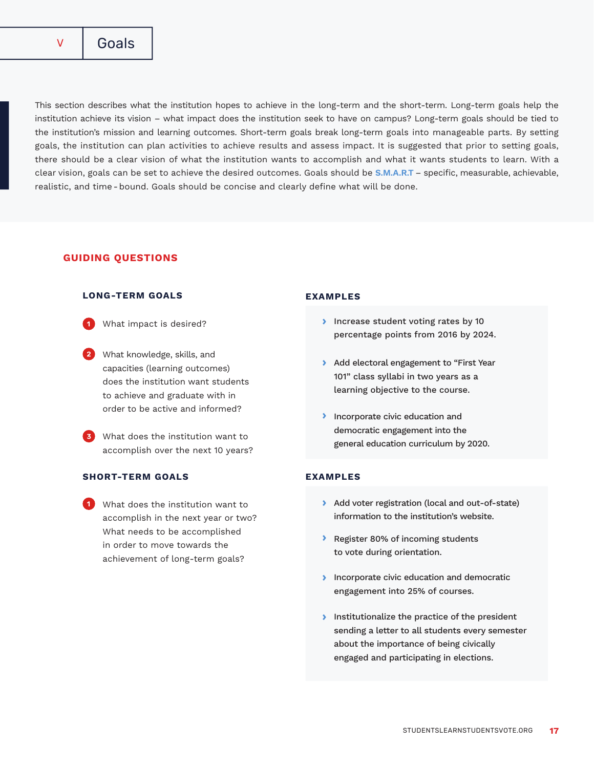# V Goals

This section describes what the institution hopes to achieve in the long-term and the short-term. Long-term goals help the institution achieve its vision – what impact does the institution seek to have on campus? Long-term goals should be tied to the institution's mission and learning outcomes. Short-term goals break long-term goals into manageable parts. By setting goals, the institution can plan activities to achieve results and assess impact. It is suggested that prior to setting goals, there should be a clear vision of what the institution wants to accomplish and what it wants students to learn. With a clear vision, goals can be set to achieve the desired outcomes. Goals should be S.M.A.R.T – specific, measurable, achievable, realistic, and time - bound. Goals should be concise and clearly define what will be done.

## GUIDING QUESTIONS

### LONG-TERM GOALS

1. What impact is desired?
2. What knowledge, skills, and capacities (learning outcomes) does the institution want students to achieve and graduate with in order to be active and informed?
3. What does the institution want to accomplish over the next 10 years?

#### EXAMPLES

- Increase student voting rates by 10 percentage points from 2016 by 2024.
- Add electoral engagement to "First Year 101" class syllabi in two years as a learning objective to the course.
- Incorporate civic education and democratic engagement into the general education curriculum by 2020.

### SHORT-TERM GOALS

1. What does the institution want to accomplish in the next year or two? What needs to be accomplished in order to move towards the achievement of long-term goals?

#### EXAMPLES

- Add voter registration (local and out-of-state) information to the institution's website.
- Register 80% of incoming students to vote during orientation.
- Incorporate civic education and democratic engagement into 25% of courses.
- Institutionalize the practice of the president sending a letter to all students every semester about the importance of being civically engaged and participating in elections.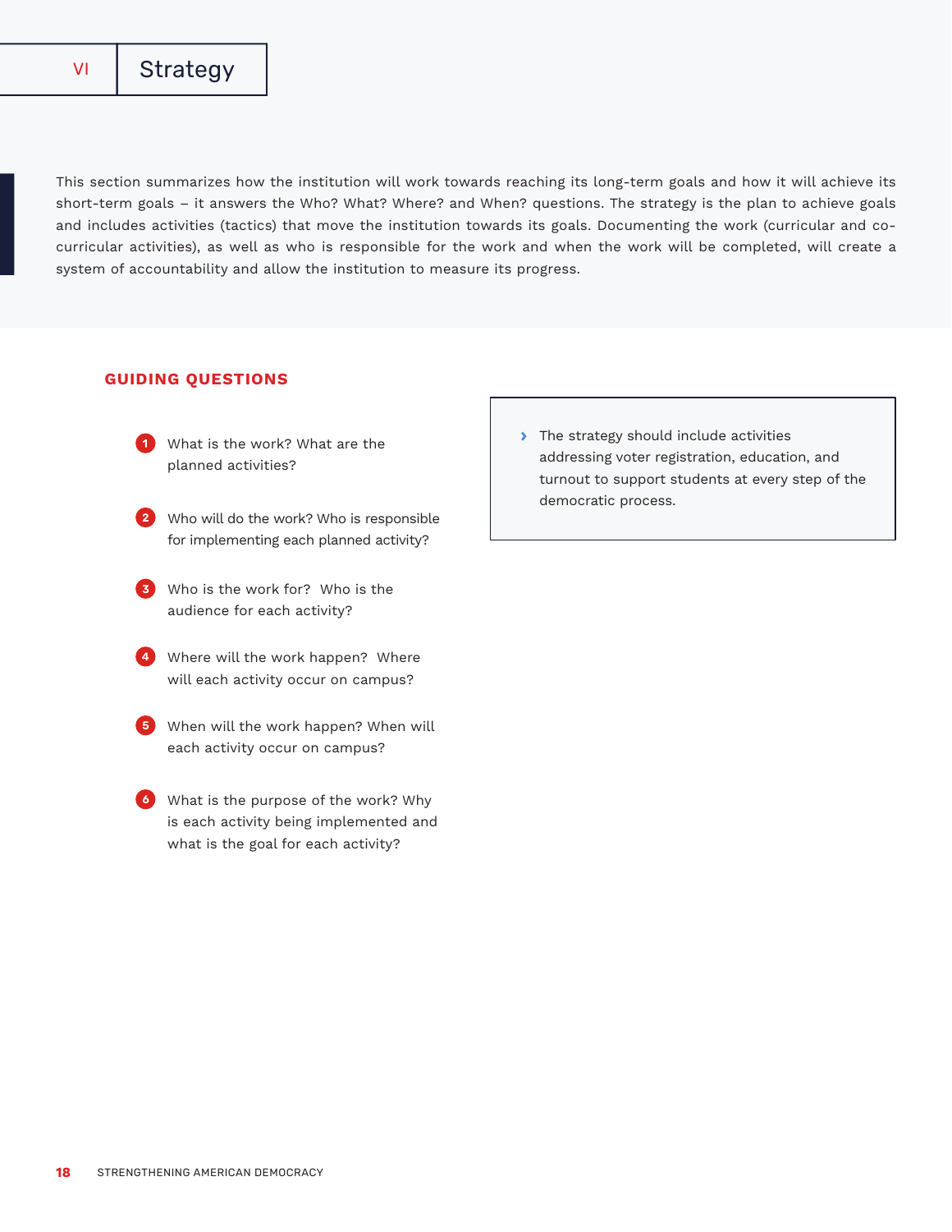# VI Strategy

This section summarizes how the institution will work towards reaching its long-term goals and how it will achieve its short-term goals – it answers the Who? What? Where? and When? questions. The strategy is the plan to achieve goals and includes activities (tactics) that move the institution towards its goals. Documenting the work (curricular and co-curricular activities), as well as who is responsible for the work and when the work will be completed, will create a system of accountability and allow the institution to measure its progress.

## GUIDING QUESTIONS

1. What is the work? What are the planned activities?
2. Who will do the work? Who is responsible for implementing each planned activity?
3. Who is the work for? Who is the audience for each activity?
4. Where will the work happen? Where will each activity occur on campus?
5. When will the work happen? When will each activity occur on campus?
6. What is the purpose of the work? Why is each activity being implemented and what is the goal for each activity?

> › The strategy should include activities addressing voter registration, education, and turnout to support students at every step of the democratic process.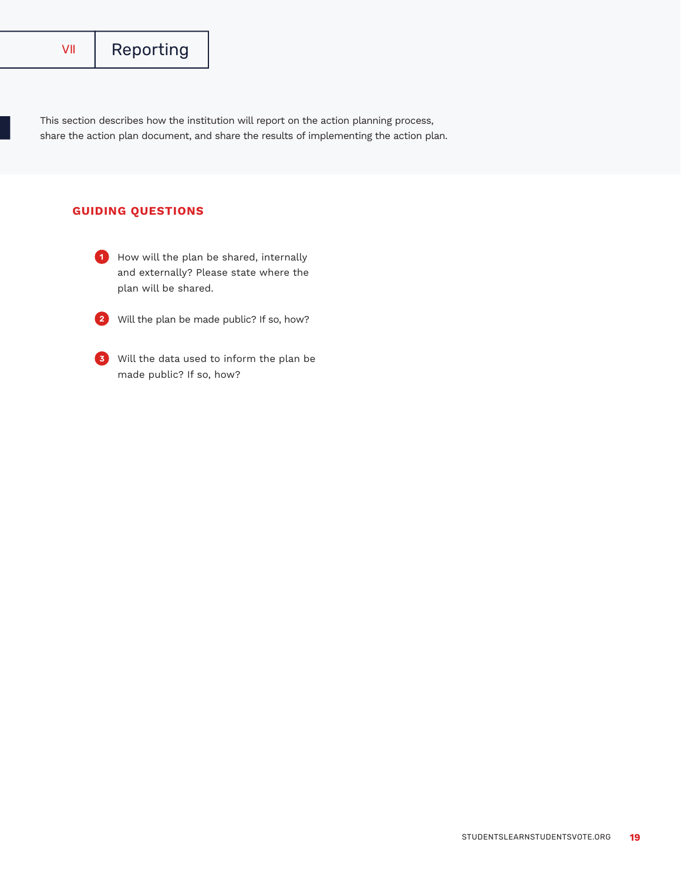# VII Reporting

This section describes how the institution will report on the action planning process, share the action plan document, and share the results of implementing the action plan.

## GUIDING QUESTIONS

1. How will the plan be shared, internally and externally? Please state where the plan will be shared.
2. Will the plan be made public? If so, how?
3. Will the data used to inform the plan be made public? If so, how?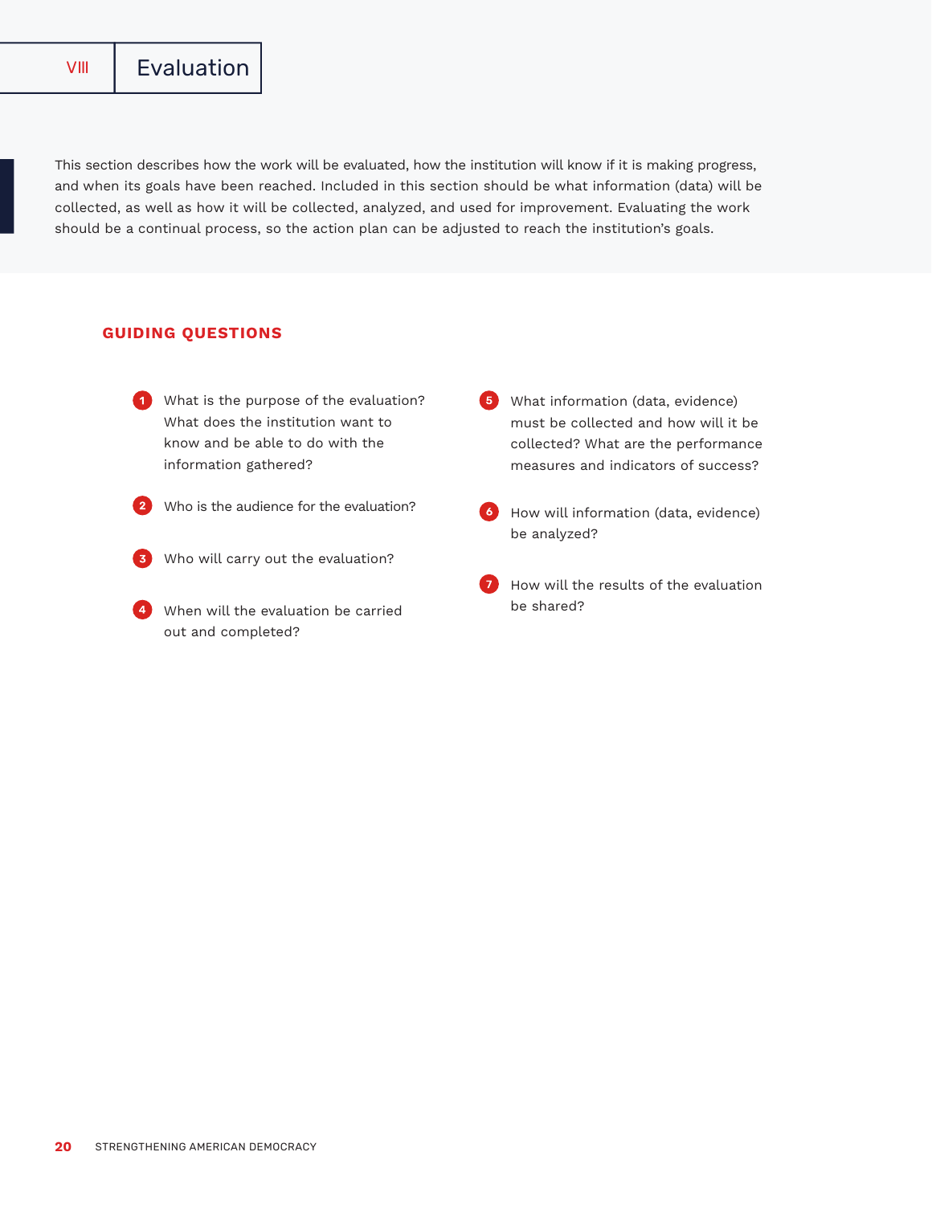# VIII Evaluation

This section describes how the work will be evaluated, how the institution will know if it is making progress, and when its goals have been reached. Included in this section should be what information (data) will be collected, as well as how it will be collected, analyzed, and used for improvement. Evaluating the work should be a continual process, so the action plan can be adjusted to reach the institution's goals.

## GUIDING QUESTIONS

1. What is the purpose of the evaluation? What does the institution want to know and be able to do with the information gathered?
2. Who is the audience for the evaluation?
3. Who will carry out the evaluation?
4. When will the evaluation be carried out and completed?
5. What information (data, evidence) must be collected and how will it be collected? What are the performance measures and indicators of success?
6. How will information (data, evidence) be analyzed?
7. How will the results of the evaluation be shared?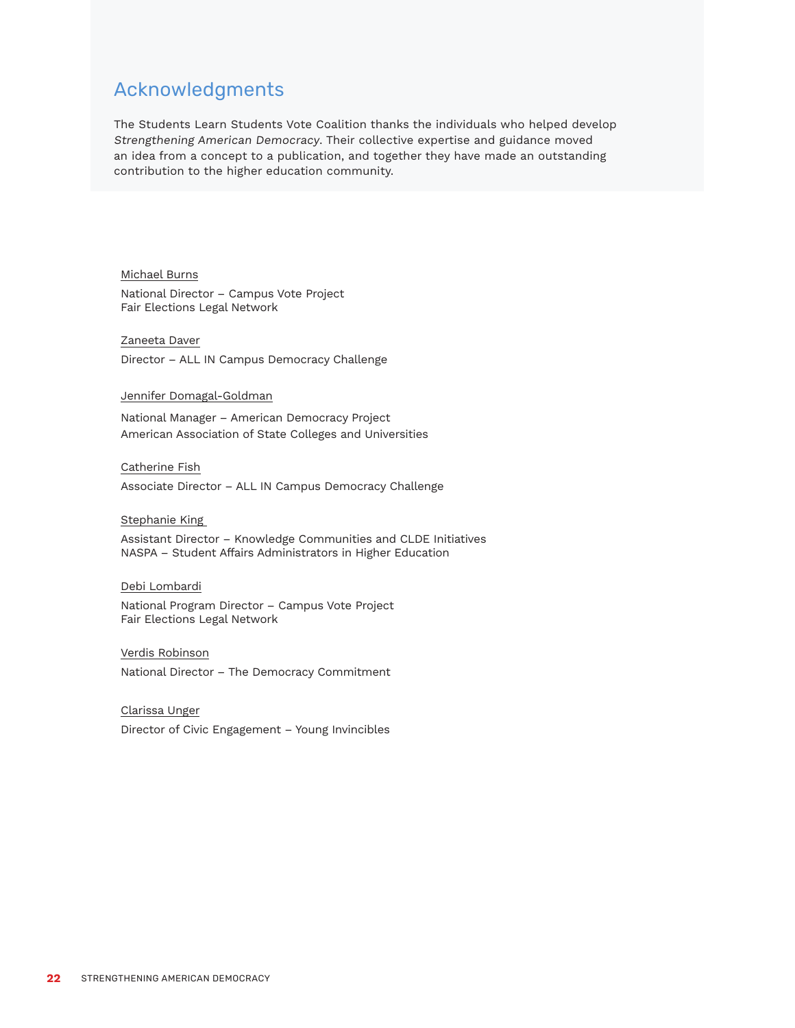## Acknowledgments

The Students Learn Students Vote Coalition thanks the individuals who helped develop *Strengthening American Democracy*. Their collective expertise and guidance moved an idea from a concept to a publication, and together they have made an outstanding contribution to the higher education community.

Michael Burns

National Director – Campus Vote Project
Fair Elections Legal Network

Zaneeta Daver

Director – ALL IN Campus Democracy Challenge

Jennifer Domagal-Goldman

National Manager – American Democracy Project
American Association of State Colleges and Universities

Catherine Fish

Associate Director – ALL IN Campus Democracy Challenge

Stephanie King

Assistant Director – Knowledge Communities and CLDE Initiatives
NASPA – Student Affairs Administrators in Higher Education

Debi Lombardi

National Program Director – Campus Vote Project
Fair Elections Legal Network

Verdis Robinson

National Director – The Democracy Commitment

Clarissa Unger

Director of Civic Engagement – Young Invincibles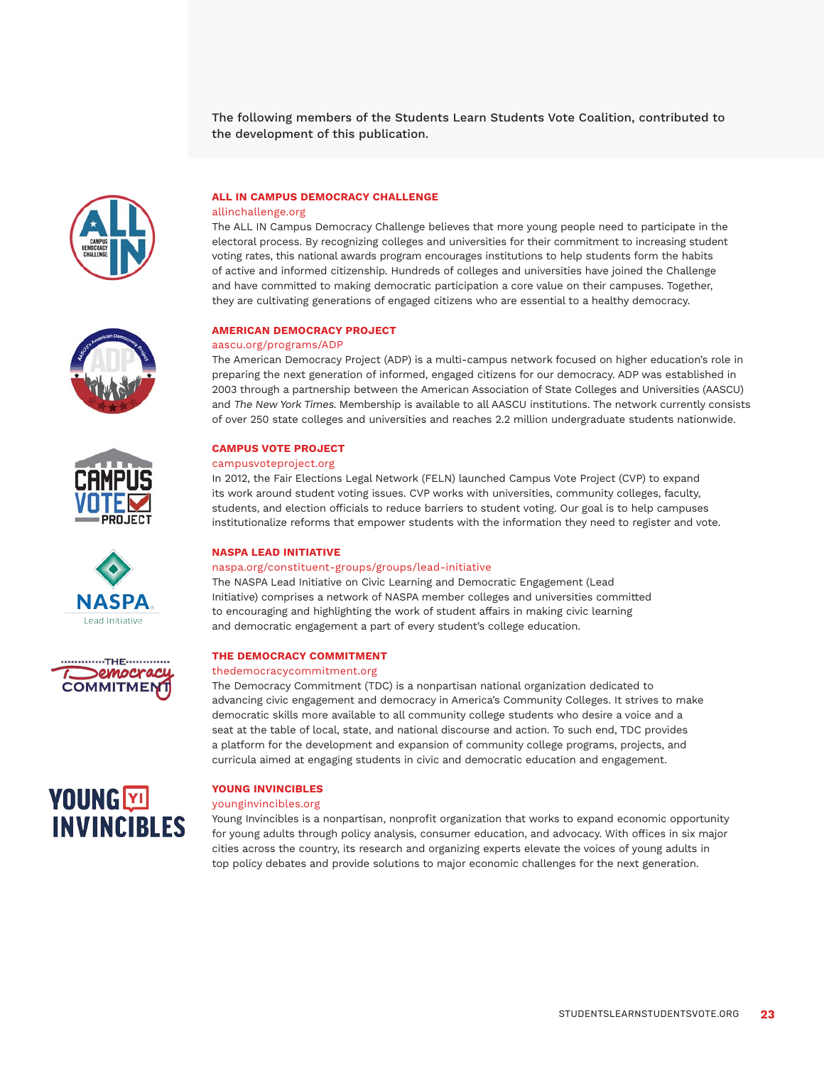The following members of the Students Learn Students Vote Coalition, contributed to the development of this publication.

### ALL IN CAMPUS DEMOCRACY CHALLENGE

allinchallenge.org

The ALL IN Campus Democracy Challenge believes that more young people need to participate in the electoral process. By recognizing colleges and universities for their commitment to increasing student voting rates, this national awards program encourages institutions to help students form the habits of active and informed citizenship. Hundreds of colleges and universities have joined the Challenge and have committed to making democratic participation a core value on their campuses. Together, they are cultivating generations of engaged citizens who are essential to a healthy democracy.

### AMERICAN DEMOCRACY PROJECT

aascu.org/programs/ADP

The American Democracy Project (ADP) is a multi-campus network focused on higher education's role in preparing the next generation of informed, engaged citizens for our democracy. ADP was established in 2003 through a partnership between the American Association of State Colleges and Universities (AASCU) and *The New York Times*. Membership is available to all AASCU institutions. The network currently consists of over 250 state colleges and universities and reaches 2.2 million undergraduate students nationwide.

### CAMPUS VOTE PROJECT

campusvoteproject.org

In 2012, the Fair Elections Legal Network (FELN) launched Campus Vote Project (CVP) to expand its work around student voting issues. CVP works with universities, community colleges, faculty, students, and election officials to reduce barriers to student voting. Our goal is to help campuses institutionalize reforms that empower students with the information they need to register and vote.

### NASPA LEAD INITIATIVE

naspa.org/constituent-groups/groups/lead-initiative

The NASPA Lead Initiative on Civic Learning and Democratic Engagement (Lead Initiative) comprises a network of NASPA member colleges and universities committed to encouraging and highlighting the work of student affairs in making civic learning and democratic engagement a part of every student's college education.

### THE DEMOCRACY COMMITMENT

thedemocracycommitment.org

The Democracy Commitment (TDC) is a nonpartisan national organization dedicated to advancing civic engagement and democracy in America's Community Colleges. It strives to make democratic skills more available to all community college students who desire a voice and a seat at the table of local, state, and national discourse and action. To such end, TDC provides a platform for the development and expansion of community college programs, projects, and curricula aimed at engaging students in civic and democratic education and engagement.

### YOUNG INVINCIBLES

younginvincibles.org

Young Invincibles is a nonpartisan, nonprofit organization that works to expand economic opportunity for young adults through policy analysis, consumer education, and advocacy. With offices in six major cities across the country, its research and organizing experts elevate the voices of young adults in top policy debates and provide solutions to major economic challenges for the next generation.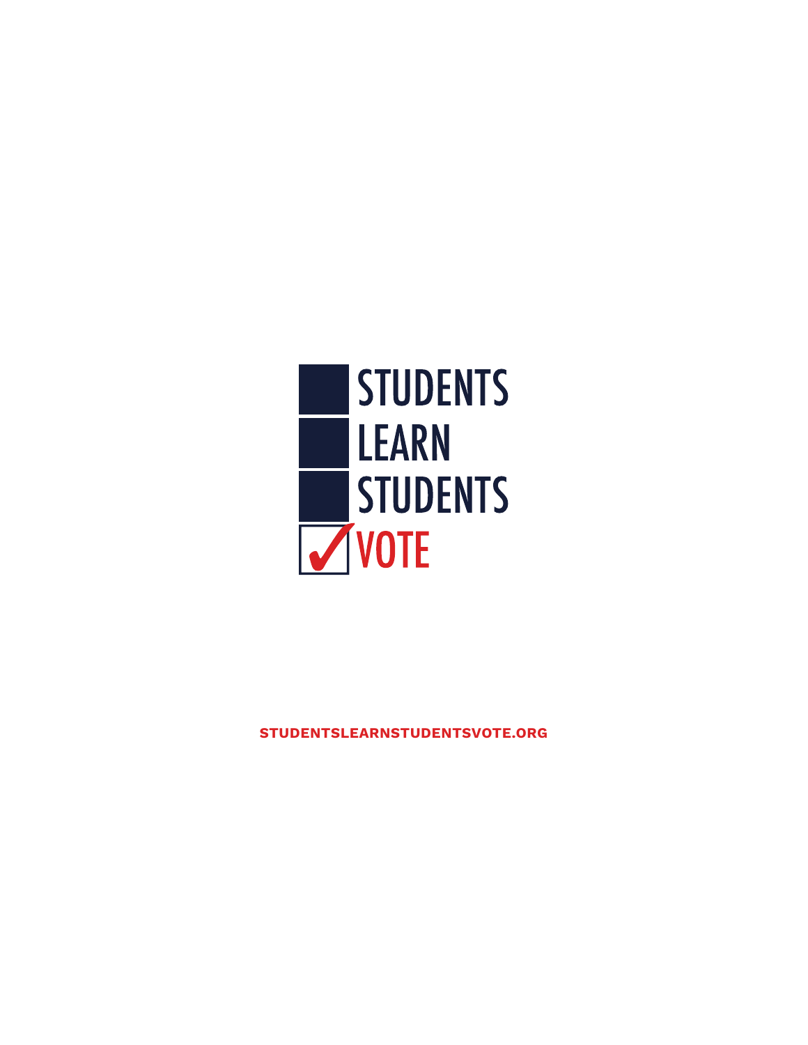STUDENTS

LEARN

STUDENTS

VOTE

**STUDENTSLEARNSTUDENTSVOTE.ORG**